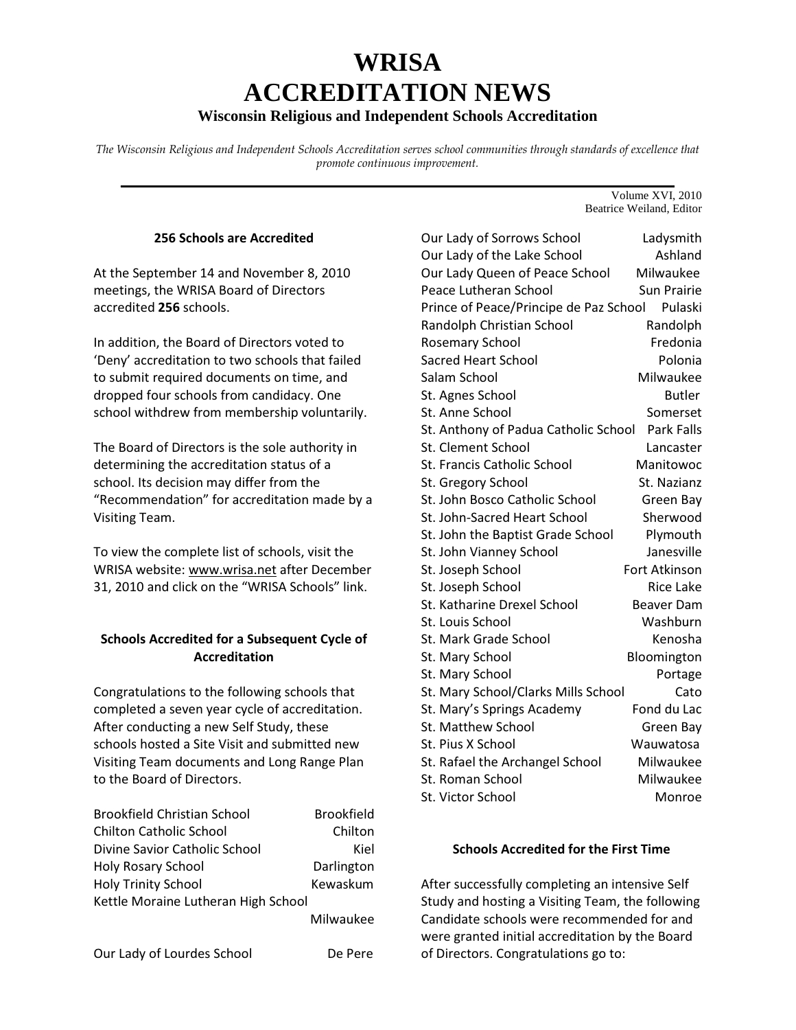# WRISA
# ACCREDITATION NEWS
## Wisconsin Religious and Independent Schools Accreditation

*The Wisconsin Religious and Independent Schools Accreditation serves school communities through standards of excellence that promote continuous improvement.*

Volume XVI, 2010
Beatrice Weiland, Editor

### 256 Schools are Accredited

At the September 14 and November 8, 2010 meetings, the WRISA Board of Directors accredited **256** schools.

In addition, the Board of Directors voted to 'Deny' accreditation to two schools that failed to submit required documents on time, and dropped four schools from candidacy. One school withdrew from membership voluntarily.

The Board of Directors is the sole authority in determining the accreditation status of a school. Its decision may differ from the "Recommendation" for accreditation made by a Visiting Team.

To view the complete list of schools, visit the WRISA website: www.wrisa.net after December 31, 2010 and click on the "WRISA Schools" link.

### Schools Accredited for a Subsequent Cycle of Accreditation

Congratulations to the following schools that completed a seven year cycle of accreditation. After conducting a new Self Study, these schools hosted a Site Visit and submitted new Visiting Team documents and Long Range Plan to the Board of Directors.

| School | City |
|---|---|
| Brookfield Christian School | Brookfield |
| Chilton Catholic School | Chilton |
| Divine Savior Catholic School | Kiel |
| Holy Rosary School | Darlington |
| Holy Trinity School | Kewaskum |
| Kettle Moraine Lutheran High School | Milwaukee |
| Our Lady of Lourdes School | De Pere |
| Our Lady of Sorrows School | Ladysmith |
| Our Lady of the Lake School | Ashland |
| Our Lady Queen of Peace School | Milwaukee |
| Peace Lutheran School | Sun Prairie |
| Prince of Peace/Principe de Paz School | Pulaski |
| Randolph Christian School | Randolph |
| Rosemary School | Fredonia |
| Sacred Heart School | Polonia |
| Salam School | Milwaukee |
| St. Agnes School | Butler |
| St. Anne School | Somerset |
| St. Anthony of Padua Catholic School | Park Falls |
| St. Clement School | Lancaster |
| St. Francis Catholic School | Manitowoc |
| St. Gregory School | St. Nazianz |
| St. John Bosco Catholic School | Green Bay |
| St. John-Sacred Heart School | Sherwood |
| St. John the Baptist Grade School | Plymouth |
| St. John Vianney School | Janesville |
| St. Joseph School | Fort Atkinson |
| St. Joseph School | Rice Lake |
| St. Katharine Drexel School | Beaver Dam |
| St. Louis School | Washburn |
| St. Mark Grade School | Kenosha |
| St. Mary School | Bloomington |
| St. Mary School | Portage |
| St. Mary School/Clarks Mills School | Cato |
| St. Mary's Springs Academy | Fond du Lac |
| St. Matthew School | Green Bay |
| St. Pius X School | Wauwatosa |
| St. Rafael the Archangel School | Milwaukee |
| St. Roman School | Milwaukee |
| St. Victor School | Monroe |

### Schools Accredited for the First Time

After successfully completing an intensive Self Study and hosting a Visiting Team, the following Candidate schools were recommended for and were granted initial accreditation by the Board of Directors. Congratulations go to: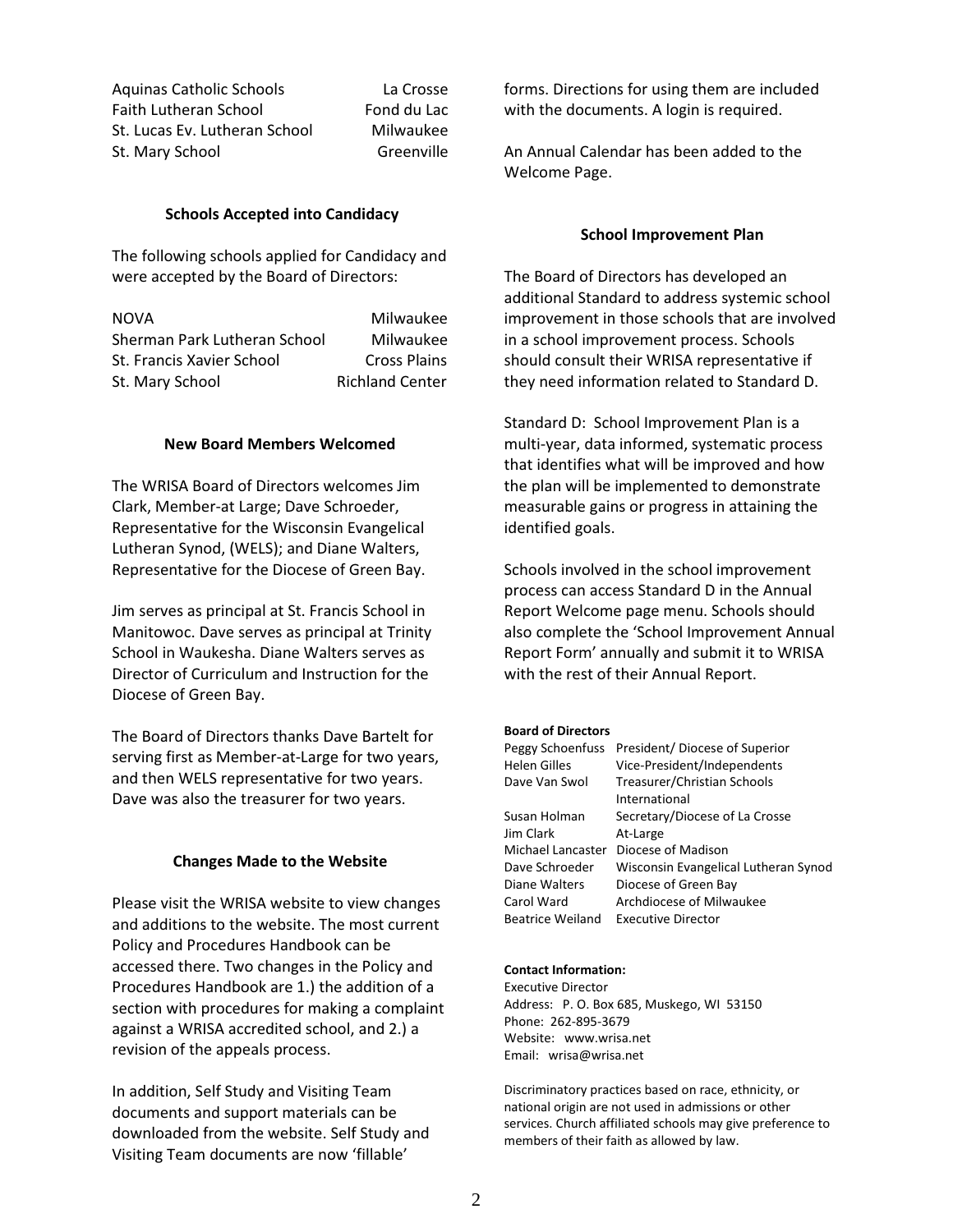| | |
|---|---|
| Aquinas Catholic Schools | La Crosse |
| Faith Lutheran School | Fond du Lac |
| St. Lucas Ev. Lutheran School | Milwaukee |
| St. Mary School | Greenville |

**Schools Accepted into Candidacy**

The following schools applied for Candidacy and were accepted by the Board of Directors:

| | |
|---|---|
| NOVA | Milwaukee |
| Sherman Park Lutheran School | Milwaukee |
| St. Francis Xavier School | Cross Plains |
| St. Mary School | Richland Center |

**New Board Members Welcomed**

The WRISA Board of Directors welcomes Jim Clark, Member-at Large; Dave Schroeder, Representative for the Wisconsin Evangelical Lutheran Synod, (WELS); and Diane Walters, Representative for the Diocese of Green Bay.

Jim serves as principal at St. Francis School in Manitowoc. Dave serves as principal at Trinity School in Waukesha. Diane Walters serves as Director of Curriculum and Instruction for the Diocese of Green Bay.

The Board of Directors thanks Dave Bartelt for serving first as Member-at-Large for two years, and then WELS representative for two years. Dave was also the treasurer for two years.

**Changes Made to the Website**

Please visit the WRISA website to view changes and additions to the website. The most current Policy and Procedures Handbook can be accessed there. Two changes in the Policy and Procedures Handbook are 1.) the addition of a section with procedures for making a complaint against a WRISA accredited school, and 2.) a revision of the appeals process.

In addition, Self Study and Visiting Team documents and support materials can be downloaded from the website. Self Study and Visiting Team documents are now 'fillable' forms. Directions for using them are included with the documents. A login is required.

An Annual Calendar has been added to the Welcome Page.

**School Improvement Plan**

The Board of Directors has developed an additional Standard to address systemic school improvement in those schools that are involved in a school improvement process. Schools should consult their WRISA representative if they need information related to Standard D.

Standard D: School Improvement Plan is a multi-year, data informed, systematic process that identifies what will be improved and how the plan will be implemented to demonstrate measurable gains or progress in attaining the identified goals.

Schools involved in the school improvement process can access Standard D in the Annual Report Welcome page menu. Schools should also complete the 'School Improvement Annual Report Form' annually and submit it to WRISA with the rest of their Annual Report.

**Board of Directors**

| | |
|---|---|
| Peggy Schoenfuss | President/ Diocese of Superior |
| Helen Gilles | Vice-President/Independents |
| Dave Van Swol | Treasurer/Christian Schools International |
| Susan Holman | Secretary/Diocese of La Crosse |
| Jim Clark | At-Large |
| Michael Lancaster | Diocese of Madison |
| Dave Schroeder | Wisconsin Evangelical Lutheran Synod |
| Diane Walters | Diocese of Green Bay |
| Carol Ward | Archdiocese of Milwaukee |
| Beatrice Weiland | Executive Director |

**Contact Information:**

Executive Director
Address: P. O. Box 685, Muskego, WI 53150
Phone: 262-895-3679
Website: www.wrisa.net
Email: wrisa@wrisa.net

Discriminatory practices based on race, ethnicity, or national origin are not used in admissions or other services. Church affiliated schools may give preference to members of their faith as allowed by law.